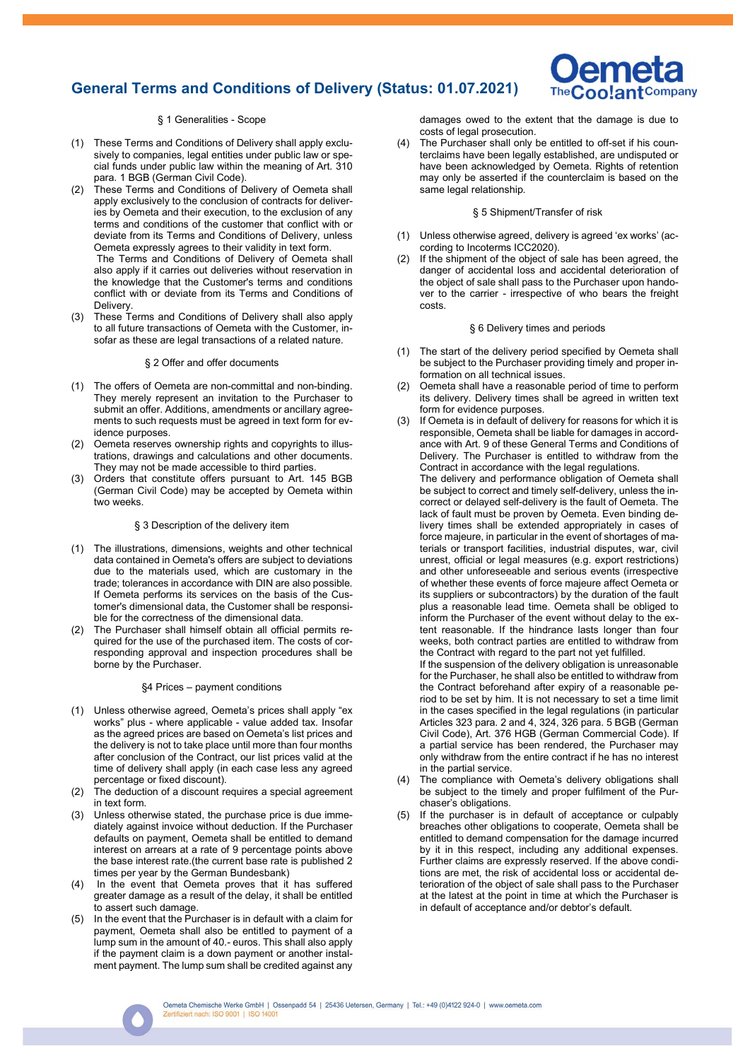# General Terms and Conditions of Delivery (Status: 01.07.2021)

## § 1 Generalities - Scope

(1) These Terms and Conditions of Delivery shall apply exclusively to companies, legal entities under public law or special funds under public law within the meaning of Art. 310 para. 1 BGB (German Civil Code).

(2) These Terms and Conditions of Delivery of Oemeta shall apply exclusively to the conclusion of contracts for deliveries by Oemeta and their execution, to the exclusion of any terms and conditions of the customer that conflict with or deviate from its Terms and Conditions of Delivery, unless Oemeta expressly agrees to their validity in text form.
The Terms and Conditions of Delivery of Oemeta shall also apply if it carries out deliveries without reservation in the knowledge that the Customer's terms and conditions conflict with or deviate from its Terms and Conditions of Delivery.

(3) These Terms and Conditions of Delivery shall also apply to all future transactions of Oemeta with the Customer, insofar as these are legal transactions of a related nature.

## § 2 Offer and offer documents

(1) The offers of Oemeta are non-committal and non-binding. They merely represent an invitation to the Purchaser to submit an offer. Additions, amendments or ancillary agreements to such requests must be agreed in text form for evidence purposes.

(2) Oemeta reserves ownership rights and copyrights to illustrations, drawings and calculations and other documents. They may not be made accessible to third parties.

(3) Orders that constitute offers pursuant to Art. 145 BGB (German Civil Code) may be accepted by Oemeta within two weeks.

## § 3 Description of the delivery item

(1) The illustrations, dimensions, weights and other technical data contained in Oemeta's offers are subject to deviations due to the materials used, which are customary in the trade; tolerances in accordance with DIN are also possible. If Oemeta performs its services on the basis of the Customer's dimensional data, the Customer shall be responsible for the correctness of the dimensional data.

(2) The Purchaser shall himself obtain all official permits required for the use of the purchased item. The costs of corresponding approval and inspection procedures shall be borne by the Purchaser.

## §4 Prices – payment conditions

(1) Unless otherwise agreed, Oemeta's prices shall apply "ex works" plus - where applicable - value added tax. Insofar as the agreed prices are based on Oemeta's list prices and the delivery is not to take place until more than four months after conclusion of the Contract, our list prices valid at the time of delivery shall apply (in each case less any agreed percentage or fixed discount).

(2) The deduction of a discount requires a special agreement in text form.

(3) Unless otherwise stated, the purchase price is due immediately against invoice without deduction. If the Purchaser defaults on payment, Oemeta shall be entitled to demand interest on arrears at a rate of 9 percentage points above the base interest rate.(the current base rate is published 2 times per year by the German Bundesbank)

(4) In the event that Oemeta proves that it has suffered greater damage as a result of the delay, it shall be entitled to assert such damage.

(5) In the event that the Purchaser is in default with a claim for payment, Oemeta shall also be entitled to payment of a lump sum in the amount of 40.- euros. This shall also apply if the payment claim is a down payment or another instalment payment. The lump sum shall be credited against any damages owed to the extent that the damage is due to costs of legal prosecution.

(4) The Purchaser shall only be entitled to off-set if his counterclaims have been legally established, are undisputed or have been acknowledged by Oemeta. Rights of retention may only be asserted if the counterclaim is based on the same legal relationship.

## § 5 Shipment/Transfer of risk

(1) Unless otherwise agreed, delivery is agreed 'ex works' (according to Incoterms ICC2020).

(2) If the shipment of the object of sale has been agreed, the danger of accidental loss and accidental deterioration of the object of sale shall pass to the Purchaser upon handover to the carrier - irrespective of who bears the freight costs.

## § 6 Delivery times and periods

(1) The start of the delivery period specified by Oemeta shall be subject to the Purchaser providing timely and proper information on all technical issues.

(2) Oemeta shall have a reasonable period of time to perform its delivery. Delivery times shall be agreed in written text form for evidence purposes.

(3) If Oemeta is in default of delivery for reasons for which it is responsible, Oemeta shall be liable for damages in accordance with Art. 9 of these General Terms and Conditions of Delivery. The Purchaser is entitled to withdraw from the Contract in accordance with the legal regulations.
The delivery and performance obligation of Oemeta shall be subject to correct and timely self-delivery, unless the incorrect or delayed self-delivery is the fault of Oemeta. The lack of fault must be proven by Oemeta. Even binding delivery times shall be extended appropriately in cases of force majeure, in particular in the event of shortages of materials or transport facilities, industrial disputes, war, civil unrest, official or legal measures (e.g. export restrictions) and other unforeseeable and serious events (irrespective of whether these events of force majeure affect Oemeta or its suppliers or subcontractors) by the duration of the fault plus a reasonable lead time. Oemeta shall be obliged to inform the Purchaser of the event without delay to the extent reasonable. If the hindrance lasts longer than four weeks, both contract parties are entitled to withdraw from the Contract with regard to the part not yet fulfilled.
If the suspension of the delivery obligation is unreasonable for the Purchaser, he shall also be entitled to withdraw from the Contract beforehand after expiry of a reasonable period to be set by him. It is not necessary to set a time limit in the cases specified in the legal regulations (in particular Articles 323 para. 2 and 4, 324, 326 para. 5 BGB (German Civil Code), Art. 376 HGB (German Commercial Code). If a partial service has been rendered, the Purchaser may only withdraw from the entire contract if he has no interest in the partial service.

(4) The compliance with Oemeta's delivery obligations shall be subject to the timely and proper fulfilment of the Purchaser's obligations.

(5) If the purchaser is in default of acceptance or culpably breaches other obligations to cooperate, Oemeta shall be entitled to demand compensation for the damage incurred by it in this respect, including any additional expenses. Further claims are expressly reserved. If the above conditions are met, the risk of accidental loss or accidental deterioration of the object of sale shall pass to the Purchaser at the latest at the point in time at which the Purchaser is in default of acceptance and/or debtor's default.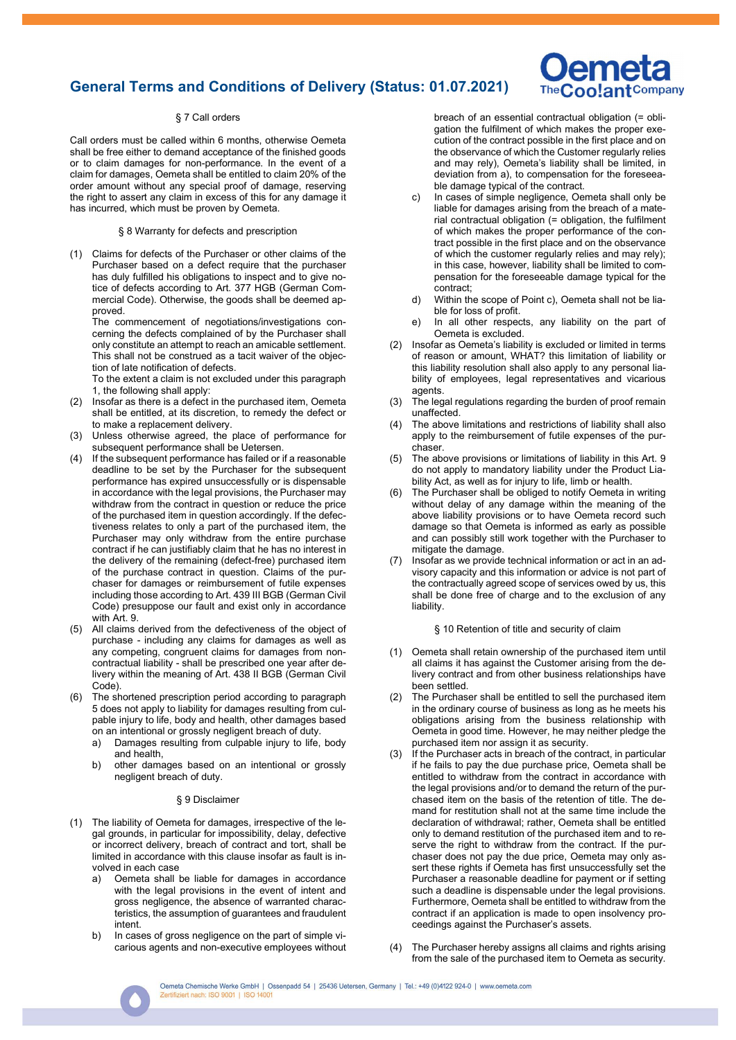## § 7 Call orders

Call orders must be called within 6 months, otherwise Oemeta shall be free either to demand acceptance of the finished goods or to claim damages for non-performance. In the event of a claim for damages, Oemeta shall be entitled to claim 20% of the order amount without any special proof of damage, reserving the right to assert any claim in excess of this for any damage it has incurred, which must be proven by Oemeta.

## § 8 Warranty for defects and prescription

(1) Claims for defects of the Purchaser or other claims of the Purchaser based on a defect require that the purchaser has duly fulfilled his obligations to inspect and to give notice of defects according to Art. 377 HGB (German Commercial Code). Otherwise, the goods shall be deemed approved.
The commencement of negotiations/investigations concerning the defects complained of by the Purchaser shall only constitute an attempt to reach an amicable settlement. This shall not be construed as a tacit waiver of the objection of late notification of defects.
To the extent a claim is not excluded under this paragraph 1, the following shall apply:

(2) Insofar as there is a defect in the purchased item, Oemeta shall be entitled, at its discretion, to remedy the defect or to make a replacement delivery.

(3) Unless otherwise agreed, the place of performance for subsequent performance shall be Uetersen.

(4) If the subsequent performance has failed or if a reasonable deadline to be set by the Purchaser for the subsequent performance has expired unsuccessfully or is dispensable in accordance with the legal provisions, the Purchaser may withdraw from the contract in question or reduce the price of the purchased item in question accordingly. If the defectiveness relates to only a part of the purchased item, the Purchaser may only withdraw from the entire purchase contract if he can justifiably claim that he has no interest in the delivery of the remaining (defect-free) purchased item of the purchase contract in question. Claims of the purchaser for damages or reimbursement of futile expenses including those according to Art. 439 III BGB (German Civil Code) presuppose our fault and exist only in accordance with Art. 9.

(5) All claims derived from the defectiveness of the object of purchase - including any claims for damages as well as any competing, congruent claims for damages from non-contractual liability - shall be prescribed one year after delivery within the meaning of Art. 438 II BGB (German Civil Code).

(6) The shortened prescription period according to paragraph 5 does not apply to liability for damages resulting from culpable injury to life, body and health, other damages based on an intentional or grossly negligent breach of duty.
   a) Damages resulting from culpable injury to life, body and health,
   b) other damages based on an intentional or grossly negligent breach of duty.

## § 9 Disclaimer

(1) The liability of Oemeta for damages, irrespective of the legal grounds, in particular for impossibility, delay, defective or incorrect delivery, breach of contract and tort, shall be limited in accordance with this clause insofar as fault is involved in each case
   a) Oemeta shall be liable for damages in accordance with the legal provisions in the event of intent and gross negligence, the absence of warranted characteristics, the assumption of guarantees and fraudulent intent.
   b) In cases of gross negligence on the part of simple vicarious agents and non-executive employees without breach of an essential contractual obligation (= obligation the fulfilment of which makes the proper execution of the contract possible in the first place and on the observance of which the Customer regularly relies and may rely), Oemeta's liability shall be limited, in deviation from a), to compensation for the foreseeable damage typical of the contract.
   c) In cases of simple negligence, Oemeta shall only be liable for damages arising from the breach of a material contractual obligation (= obligation, the fulfilment of which makes the proper performance of the contract possible in the first place and on the observance of which the customer regularly relies and may rely); in this case, however, liability shall be limited to compensation for the foreseeable damage typical for the contract;
   d) Within the scope of Point c), Oemeta shall not be liable for loss of profit.
   e) In all other respects, any liability on the part of Oemeta is excluded.

(2) Insofar as Oemeta's liability is excluded or limited in terms of reason or amount, WHAT? this limitation of liability or this liability resolution shall also apply to any personal liability of employees, legal representatives and vicarious agents.

(3) The legal regulations regarding the burden of proof remain unaffected.

(4) The above limitations and restrictions of liability shall also apply to the reimbursement of futile expenses of the purchaser.

(5) The above provisions or limitations of liability in this Art. 9 do not apply to mandatory liability under the Product Liability Act, as well as for injury to life, limb or health.

(6) The Purchaser shall be obliged to notify Oemeta in writing without delay of any damage within the meaning of the above liability provisions or to have Oemeta record such damage so that Oemeta is informed as early as possible and can possibly still work together with the Purchaser to mitigate the damage.

(7) Insofar as we provide technical information or act in an advisory capacity and this information or advice is not part of the contractually agreed scope of services owed by us, this shall be done free of charge and to the exclusion of any liability.

## § 10 Retention of title and security of claim

(1) Oemeta shall retain ownership of the purchased item until all claims it has against the Customer arising from the delivery contract and from other business relationships have been settled.

(2) The Purchaser shall be entitled to sell the purchased item in the ordinary course of business as long as he meets his obligations arising from the business relationship with Oemeta in good time. However, he may neither pledge the purchased item nor assign it as security.

(3) If the Purchaser acts in breach of the contract, in particular if he fails to pay the due purchase price, Oemeta shall be entitled to withdraw from the contract in accordance with the legal provisions and/or to demand the return of the purchased item on the basis of the retention of title. The demand for restitution shall not at the same time include the declaration of withdrawal; rather, Oemeta shall be entitled only to demand restitution of the purchased item and to reserve the right to withdraw from the contract. If the purchaser does not pay the due price, Oemeta may only assert these rights if Oemeta has first unsuccessfully set the Purchaser a reasonable deadline for payment or if setting such a deadline is dispensable under the legal provisions. Furthermore, Oemeta shall be entitled to withdraw from the contract if an application is made to open insolvency proceedings against the Purchaser's assets.

(4) The Purchaser hereby assigns all claims and rights arising from the sale of the purchased item to Oemeta as security.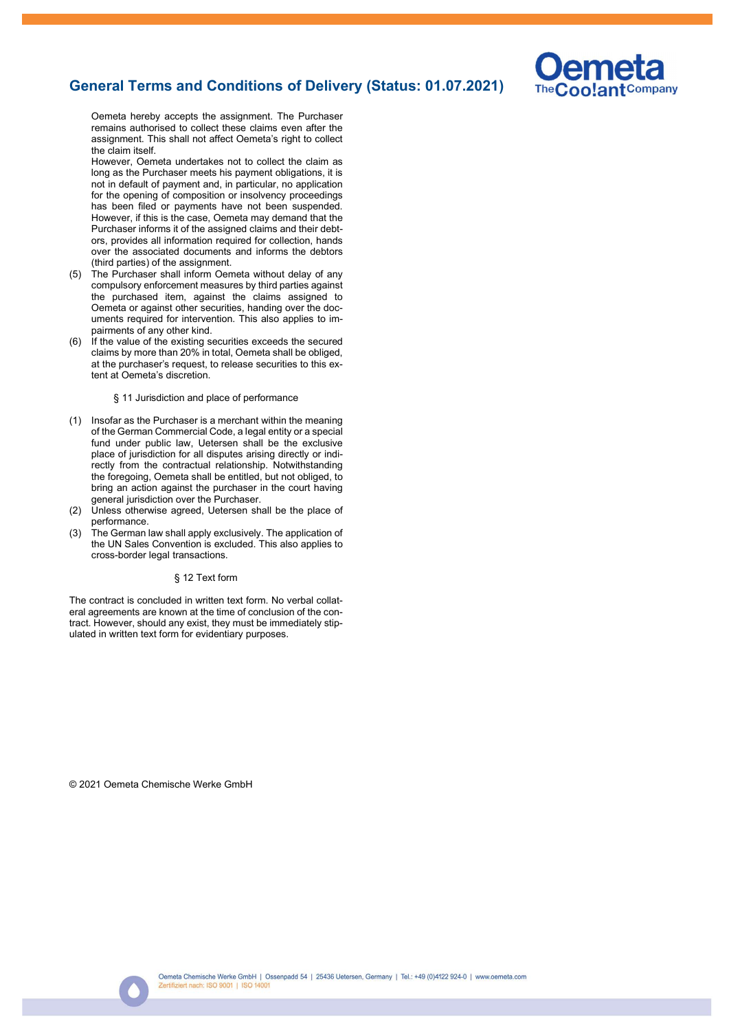Oemeta hereby accepts the assignment. The Purchaser remains authorised to collect these claims even after the assignment. This shall not affect Oemeta's right to collect the claim itself.
However, Oemeta undertakes not to collect the claim as long as the Purchaser meets his payment obligations, it is not in default of payment and, in particular, no application for the opening of composition or insolvency proceedings has been filed or payments have not been suspended. However, if this is the case, Oemeta may demand that the Purchaser informs it of the assigned claims and their debtors, provides all information required for collection, hands over the associated documents and informs the debtors (third parties) of the assignment.

(5) The Purchaser shall inform Oemeta without delay of any compulsory enforcement measures by third parties against the purchased item, against the claims assigned to Oemeta or against other securities, handing over the documents required for intervention. This also applies to impairments of any other kind.

(6) If the value of the existing securities exceeds the secured claims by more than 20% in total, Oemeta shall be obliged, at the purchaser's request, to release securities to this extent at Oemeta's discretion.

§ 11 Jurisdiction and place of performance

(1) Insofar as the Purchaser is a merchant within the meaning of the German Commercial Code, a legal entity or a special fund under public law, Uetersen shall be the exclusive place of jurisdiction for all disputes arising directly or indirectly from the contractual relationship. Notwithstanding the foregoing, Oemeta shall be entitled, but not obliged, to bring an action against the purchaser in the court having general jurisdiction over the Purchaser.

(2) Unless otherwise agreed, Uetersen shall be the place of performance.

(3) The German law shall apply exclusively. The application of the UN Sales Convention is excluded. This also applies to cross-border legal transactions.

§ 12 Text form

The contract is concluded in written text form. No verbal collateral agreements are known at the time of conclusion of the contract. However, should any exist, they must be immediately stipulated in written text form for evidentiary purposes.

© 2021 Oemeta Chemische Werke GmbH